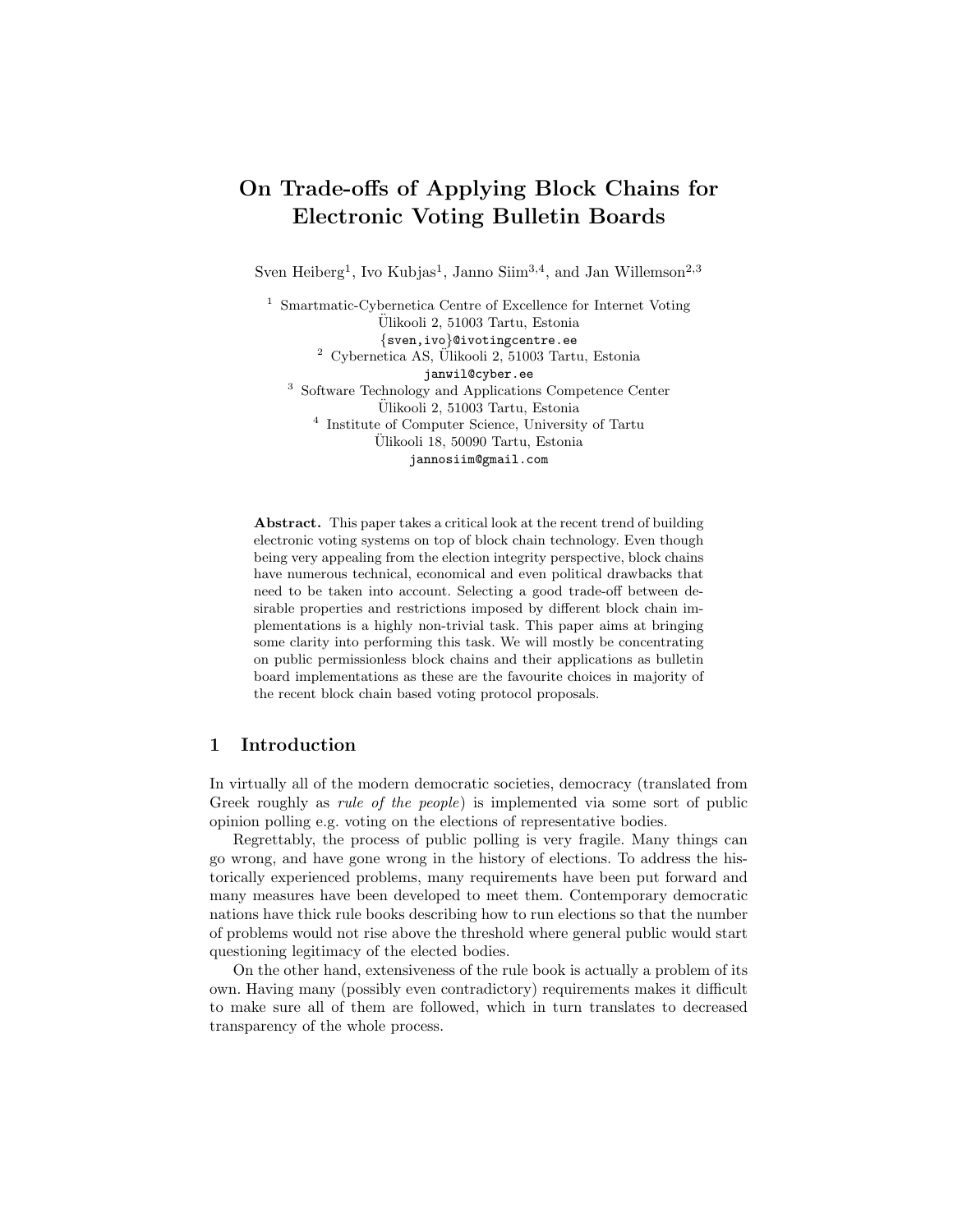# On Trade-offs of Applying Block Chains for Electronic Voting Bulletin Boards

Sven Heiberg[1], Ivo Kubjas[1], Janno Siim[3,4], and Jan Willemson[2,3]

[1] Smartmatic-Cybernetica Centre of Excellence for Internet Voting
Ülikooli 2, 51003 Tartu, Estonia
{sven,ivo}@ivotingcentre.ee

[2] Cybernetica AS, Ülikooli 2, 51003 Tartu, Estonia
janwil@cyber.ee

[3] Software Technology and Applications Competence Center
Ülikooli 2, 51003 Tartu, Estonia

[4] Institute of Computer Science, University of Tartu
Ülikooli 18, 50090 Tartu, Estonia
jannosiim@gmail.com

**Abstract.** This paper takes a critical look at the recent trend of building electronic voting systems on top of block chain technology. Even though being very appealing from the election integrity perspective, block chains have numerous technical, economical and even political drawbacks that need to be taken into account. Selecting a good trade-off between desirable properties and restrictions imposed by different block chain implementations is a highly non-trivial task. This paper aims at bringing some clarity into performing this task. We will mostly be concentrating on public permissionless block chains and their applications as bulletin board implementations as these are the favourite choices in majority of the recent block chain based voting protocol proposals.

## 1 Introduction

In virtually all of the modern democratic societies, democracy (translated from Greek roughly as *rule of the people*) is implemented via some sort of public opinion polling e.g. voting on the elections of representative bodies.

Regrettably, the process of public polling is very fragile. Many things can go wrong, and have gone wrong in the history of elections. To address the historically experienced problems, many requirements have been put forward and many measures have been developed to meet them. Contemporary democratic nations have thick rule books describing how to run elections so that the number of problems would not rise above the threshold where general public would start questioning legitimacy of the elected bodies.

On the other hand, extensiveness of the rule book is actually a problem of its own. Having many (possibly even contradictory) requirements makes it difficult to make sure all of them are followed, which in turn translates to decreased transparency of the whole process.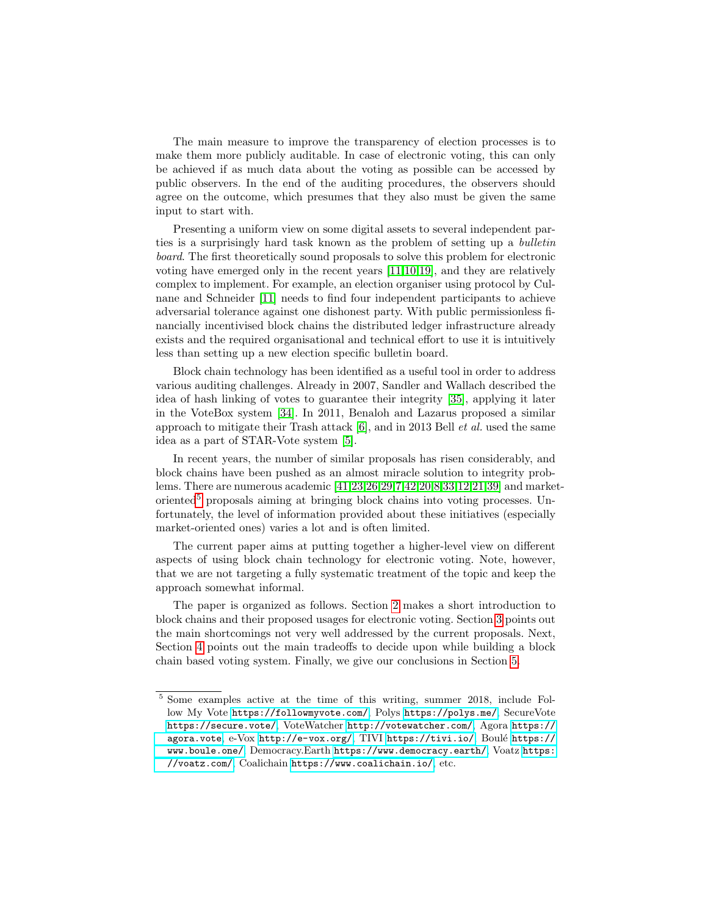The main measure to improve the transparency of election processes is to make them more publicly auditable. In case of electronic voting, this can only be achieved if as much data about the voting as possible can be accessed by public observers. In the end of the auditing procedures, the observers should agree on the outcome, which presumes that they also must be given the same input to start with.

Presenting a uniform view on some digital assets to several independent parties is a surprisingly hard task known as the problem of setting up a *bulletin board*. The first theoretically sound proposals to solve this problem for electronic voting have emerged only in the recent years [11,10,19], and they are relatively complex to implement. For example, an election organiser using protocol by Culnane and Schneider [11] needs to find four independent participants to achieve adversarial tolerance against one dishonest party. With public permissionless financially incentivised block chains the distributed ledger infrastructure already exists and the required organisational and technical effort to use it is intuitively less than setting up a new election specific bulletin board.

Block chain technology has been identified as a useful tool in order to address various auditing challenges. Already in 2007, Sandler and Wallach described the idea of hash linking of votes to guarantee their integrity [35], applying it later in the VoteBox system [34]. In 2011, Benaloh and Lazarus proposed a similar approach to mitigate their Trash attack [6], and in 2013 Bell *et al.* used the same idea as a part of STAR-Vote system [5].

In recent years, the number of similar proposals has risen considerably, and block chains have been pushed as an almost miracle solution to integrity problems. There are numerous academic [41,23,26,29,7,42,20,8,33,12,21,39] and market-oriented[5] proposals aiming at bringing block chains into voting processes. Unfortunately, the level of information provided about these initiatives (especially market-oriented ones) varies a lot and is often limited.

The current paper aims at putting together a higher-level view on different aspects of using block chain technology for electronic voting. Note, however, that we are not targeting a fully systematic treatment of the topic and keep the approach somewhat informal.

The paper is organized as follows. Section 2 makes a short introduction to block chains and their proposed usages for electronic voting. Section 3 points out the main shortcomings not very well addressed by the current proposals. Next, Section 4 points out the main tradeoffs to decide upon while building a block chain based voting system. Finally, we give our conclusions in Section 5.

---

[5] Some examples active at the time of this writing, summer 2018, include Follow My Vote https://followmyvote.com/, Polys https://polys.me/, SecureVote https://secure.vote/, VoteWatcher http://votewatcher.com/, Agora https://agora.vote, e-Vox http://e-vox.org/, TIVI https://tivi.io/, Boulé https://www.boule.one/, Democracy.Earth https://www.democracy.earth/, Voatz https://voatz.com/, Coalichain https://www.coalichain.io/, etc.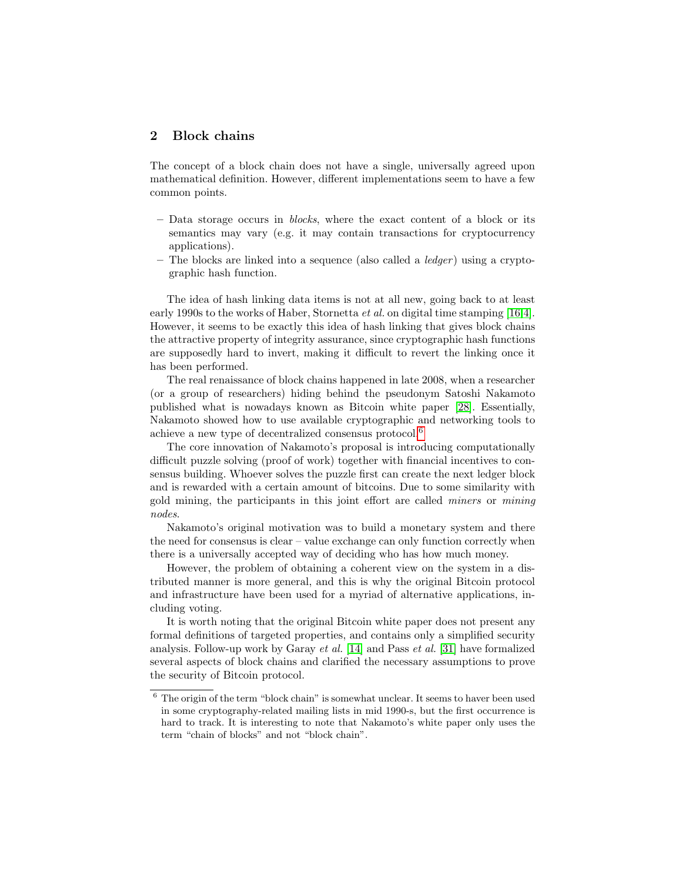## 2 Block chains

The concept of a block chain does not have a single, universally agreed upon mathematical definition. However, different implementations seem to have a few common points.

- Data storage occurs in *blocks*, where the exact content of a block or its semantics may vary (e.g. it may contain transactions for cryptocurrency applications).
- The blocks are linked into a sequence (also called a *ledger*) using a cryptographic hash function.

The idea of hash linking data items is not at all new, going back to at least early 1990s to the works of Haber, Stornetta *et al.* on digital time stamping [16,4]. However, it seems to be exactly this idea of hash linking that gives block chains the attractive property of integrity assurance, since cryptographic hash functions are supposedly hard to invert, making it difficult to revert the linking once it has been performed.

The real renaissance of block chains happened in late 2008, when a researcher (or a group of researchers) hiding behind the pseudonym Satoshi Nakamoto published what is nowadays known as Bitcoin white paper [28]. Essentially, Nakamoto showed how to use available cryptographic and networking tools to achieve a new type of decentralized consensus protocol.[6]

The core innovation of Nakamoto's proposal is introducing computationally difficult puzzle solving (proof of work) together with financial incentives to consensus building. Whoever solves the puzzle first can create the next ledger block and is rewarded with a certain amount of bitcoins. Due to some similarity with gold mining, the participants in this joint effort are called *miners* or *mining nodes*.

Nakamoto's original motivation was to build a monetary system and there the need for consensus is clear – value exchange can only function correctly when there is a universally accepted way of deciding who has how much money.

However, the problem of obtaining a coherent view on the system in a distributed manner is more general, and this is why the original Bitcoin protocol and infrastructure have been used for a myriad of alternative applications, including voting.

It is worth noting that the original Bitcoin white paper does not present any formal definitions of targeted properties, and contains only a simplified security analysis. Follow-up work by Garay *et al.* [14] and Pass *et al.* [31] have formalized several aspects of block chains and clarified the necessary assumptions to prove the security of Bitcoin protocol.

[6] The origin of the term "block chain" is somewhat unclear. It seems to haver been used in some cryptography-related mailing lists in mid 1990-s, but the first occurrence is hard to track. It is interesting to note that Nakamoto's white paper only uses the term "chain of blocks" and not "block chain".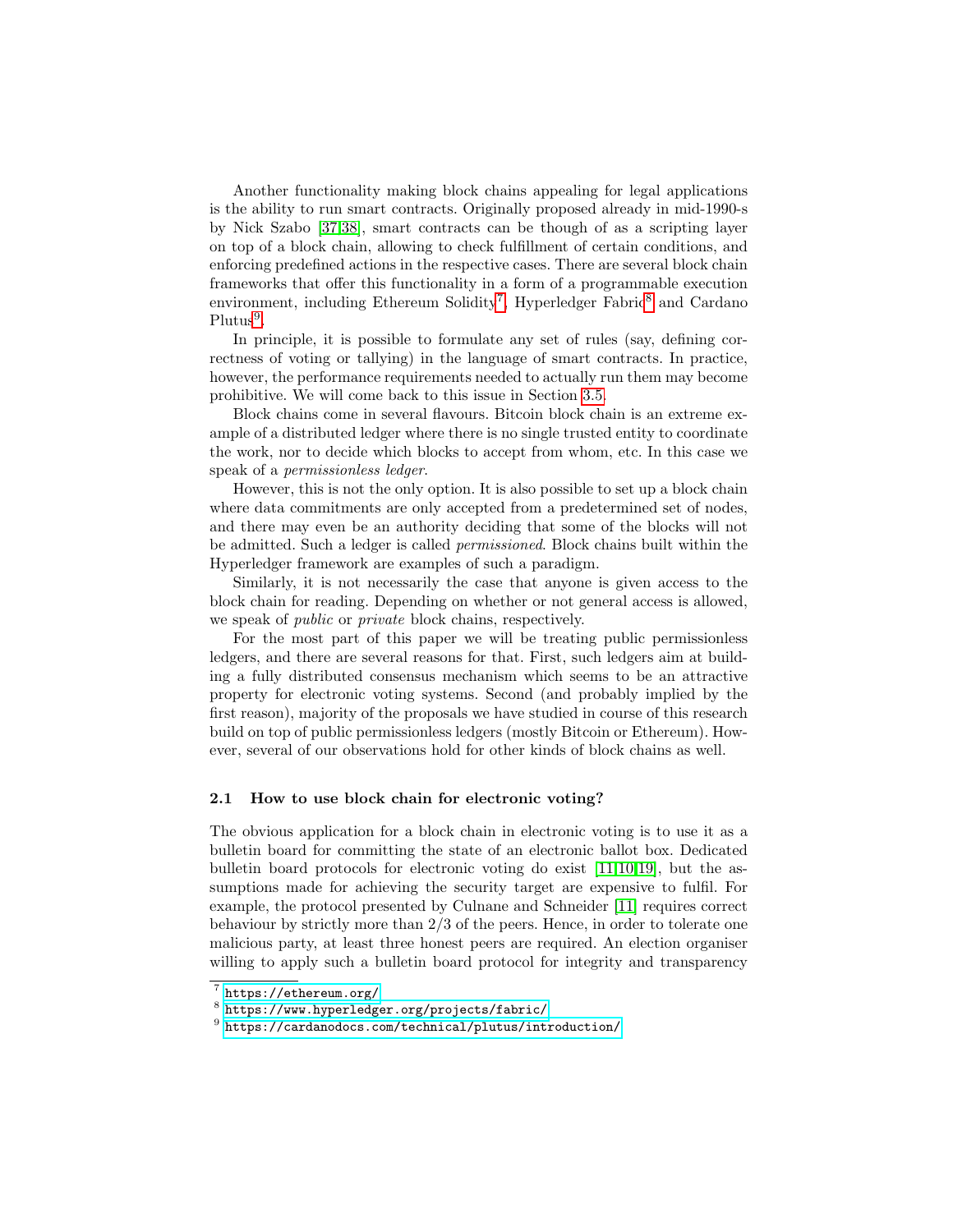Another functionality making block chains appealing for legal applications is the ability to run smart contracts. Originally proposed already in mid-1990-s by Nick Szabo [37,38], smart contracts can be though of as a scripting layer on top of a block chain, allowing to check fulfillment of certain conditions, and enforcing predefined actions in the respective cases. There are several block chain frameworks that offer this functionality in a form of a programmable execution environment, including Ethereum Solidity[7], Hyperledger Fabric[8] and Cardano Plutus[9].

In principle, it is possible to formulate any set of rules (say, defining correctness of voting or tallying) in the language of smart contracts. In practice, however, the performance requirements needed to actually run them may become prohibitive. We will come back to this issue in Section 3.5.

Block chains come in several flavours. Bitcoin block chain is an extreme example of a distributed ledger where there is no single trusted entity to coordinate the work, nor to decide which blocks to accept from whom, etc. In this case we speak of a *permissionless ledger*.

However, this is not the only option. It is also possible to set up a block chain where data commitments are only accepted from a predetermined set of nodes, and there may even be an authority deciding that some of the blocks will not be admitted. Such a ledger is called *permissioned*. Block chains built within the Hyperledger framework are examples of such a paradigm.

Similarly, it is not necessarily the case that anyone is given access to the block chain for reading. Depending on whether or not general access is allowed, we speak of *public* or *private* block chains, respectively.

For the most part of this paper we will be treating public permissionless ledgers, and there are several reasons for that. First, such ledgers aim at building a fully distributed consensus mechanism which seems to be an attractive property for electronic voting systems. Second (and probably implied by the first reason), majority of the proposals we have studied in course of this research build on top of public permissionless ledgers (mostly Bitcoin or Ethereum). However, several of our observations hold for other kinds of block chains as well.

### 2.1 How to use block chain for electronic voting?

The obvious application for a block chain in electronic voting is to use it as a bulletin board for committing the state of an electronic ballot box. Dedicated bulletin board protocols for electronic voting do exist [11,10,19], but the assumptions made for achieving the security target are expensive to fulfil. For example, the protocol presented by Culnane and Schneider [11] requires correct behaviour by strictly more than 2/3 of the peers. Hence, in order to tolerate one malicious party, at least three honest peers are required. An election organiser willing to apply such a bulletin board protocol for integrity and transparency

[7] https://ethereum.org/

[8] https://www.hyperledger.org/projects/fabric/

[9] https://cardanodocs.com/technical/plutus/introduction/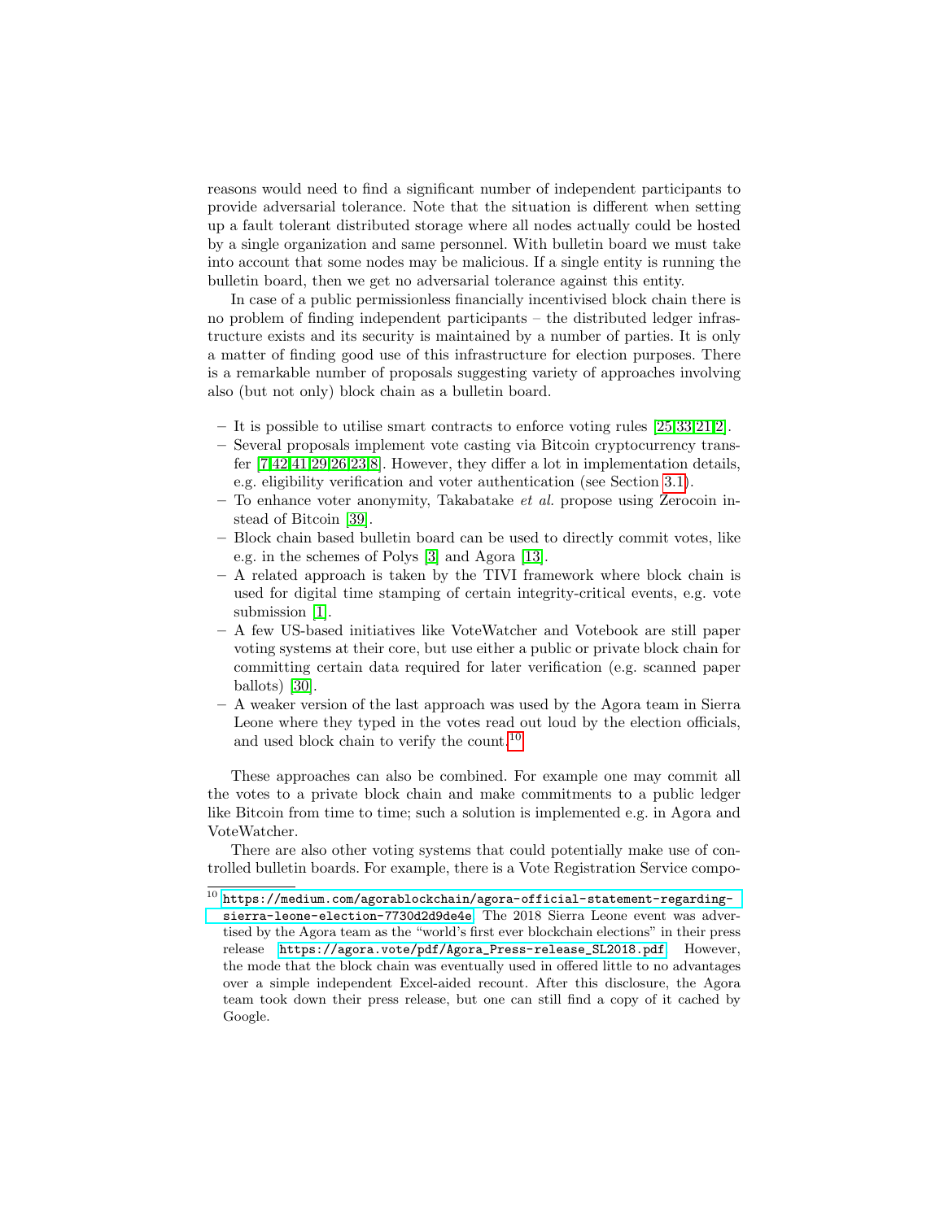reasons would need to find a significant number of independent participants to provide adversarial tolerance. Note that the situation is different when setting up a fault tolerant distributed storage where all nodes actually could be hosted by a single organization and same personnel. With bulletin board we must take into account that some nodes may be malicious. If a single entity is running the bulletin board, then we get no adversarial tolerance against this entity.

In case of a public permissionless financially incentivised block chain there is no problem of finding independent participants – the distributed ledger infrastructure exists and its security is maintained by a number of parties. It is only a matter of finding good use of this infrastructure for election purposes. There is a remarkable number of proposals suggesting variety of approaches involving also (but not only) block chain as a bulletin board.

- It is possible to utilise smart contracts to enforce voting rules [25,33,21,2].
- Several proposals implement vote casting via Bitcoin cryptocurrency transfer [7,42,41,29,26,23,8]. However, they differ a lot in implementation details, e.g. eligibility verification and voter authentication (see Section 3.1).
- To enhance voter anonymity, Takabatake *et al.* propose using Zerocoin instead of Bitcoin [39].
- Block chain based bulletin board can be used to directly commit votes, like e.g. in the schemes of Polys [3] and Agora [13].
- A related approach is taken by the TIVI framework where block chain is used for digital time stamping of certain integrity-critical events, e.g. vote submission [1].
- A few US-based initiatives like VoteWatcher and Votebook are still paper voting systems at their core, but use either a public or private block chain for committing certain data required for later verification (e.g. scanned paper ballots) [30].
- A weaker version of the last approach was used by the Agora team in Sierra Leone where they typed in the votes read out loud by the election officials, and used block chain to verify the count.[10]

These approaches can also be combined. For example one may commit all the votes to a private block chain and make commitments to a public ledger like Bitcoin from time to time; such a solution is implemented e.g. in Agora and VoteWatcher.

There are also other voting systems that could potentially make use of controlled bulletin boards. For example, there is a Vote Registration Service compo-

---

[10] https://medium.com/agorablockchain/agora-official-statement-regarding-sierra-leone-election-7730d2d9de4e. The 2018 Sierra Leone event was advertised by the Agora team as the "world's first ever blockchain elections" in their press release https://agora.vote/pdf/Agora_Press-release_SL2018.pdf. However, the mode that the block chain was eventually used in offered little to no advantages over a simple independent Excel-aided recount. After this disclosure, the Agora team took down their press release, but one can still find a copy of it cached by Google.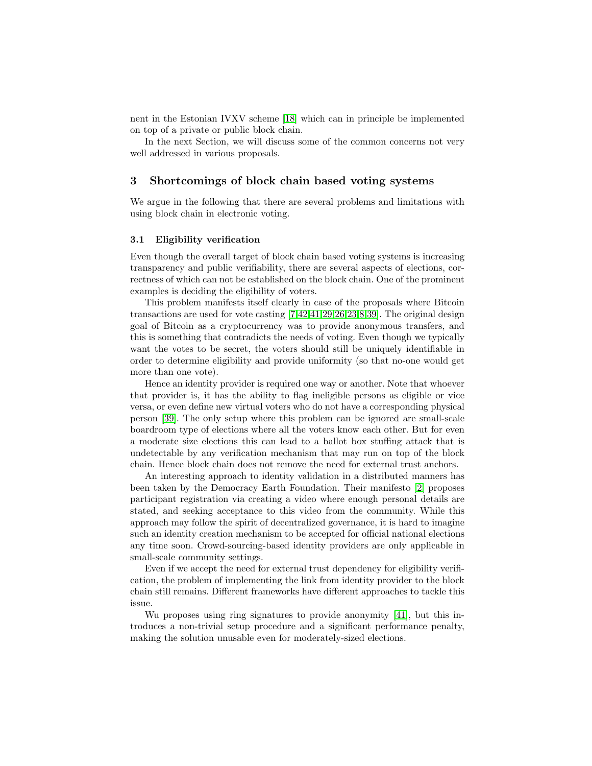nent in the Estonian IVXV scheme [18] which can in principle be implemented on top of a private or public block chain.

In the next Section, we will discuss some of the common concerns not very well addressed in various proposals.

## 3 Shortcomings of block chain based voting systems

We argue in the following that there are several problems and limitations with using block chain in electronic voting.

### 3.1 Eligibility verification

Even though the overall target of block chain based voting systems is increasing transparency and public verifiability, there are several aspects of elections, correctness of which can not be established on the block chain. One of the prominent examples is deciding the eligibility of voters.

This problem manifests itself clearly in case of the proposals where Bitcoin transactions are used for vote casting [7,42,41,29,26,23,8,39]. The original design goal of Bitcoin as a cryptocurrency was to provide anonymous transfers, and this is something that contradicts the needs of voting. Even though we typically want the votes to be secret, the voters should still be uniquely identifiable in order to determine eligibility and provide uniformity (so that no-one would get more than one vote).

Hence an identity provider is required one way or another. Note that whoever that provider is, it has the ability to flag ineligible persons as eligible or vice versa, or even define new virtual voters who do not have a corresponding physical person [39]. The only setup where this problem can be ignored are small-scale boardroom type of elections where all the voters know each other. But for even a moderate size elections this can lead to a ballot box stuffing attack that is undetectable by any verification mechanism that may run on top of the block chain. Hence block chain does not remove the need for external trust anchors.

An interesting approach to identity validation in a distributed manners has been taken by the Democracy Earth Foundation. Their manifesto [2] proposes participant registration via creating a video where enough personal details are stated, and seeking acceptance to this video from the community. While this approach may follow the spirit of decentralized governance, it is hard to imagine such an identity creation mechanism to be accepted for official national elections any time soon. Crowd-sourcing-based identity providers are only applicable in small-scale community settings.

Even if we accept the need for external trust dependency for eligibility verification, the problem of implementing the link from identity provider to the block chain still remains. Different frameworks have different approaches to tackle this issue.

Wu proposes using ring signatures to provide anonymity [41], but this introduces a non-trivial setup procedure and a significant performance penalty, making the solution unusable even for moderately-sized elections.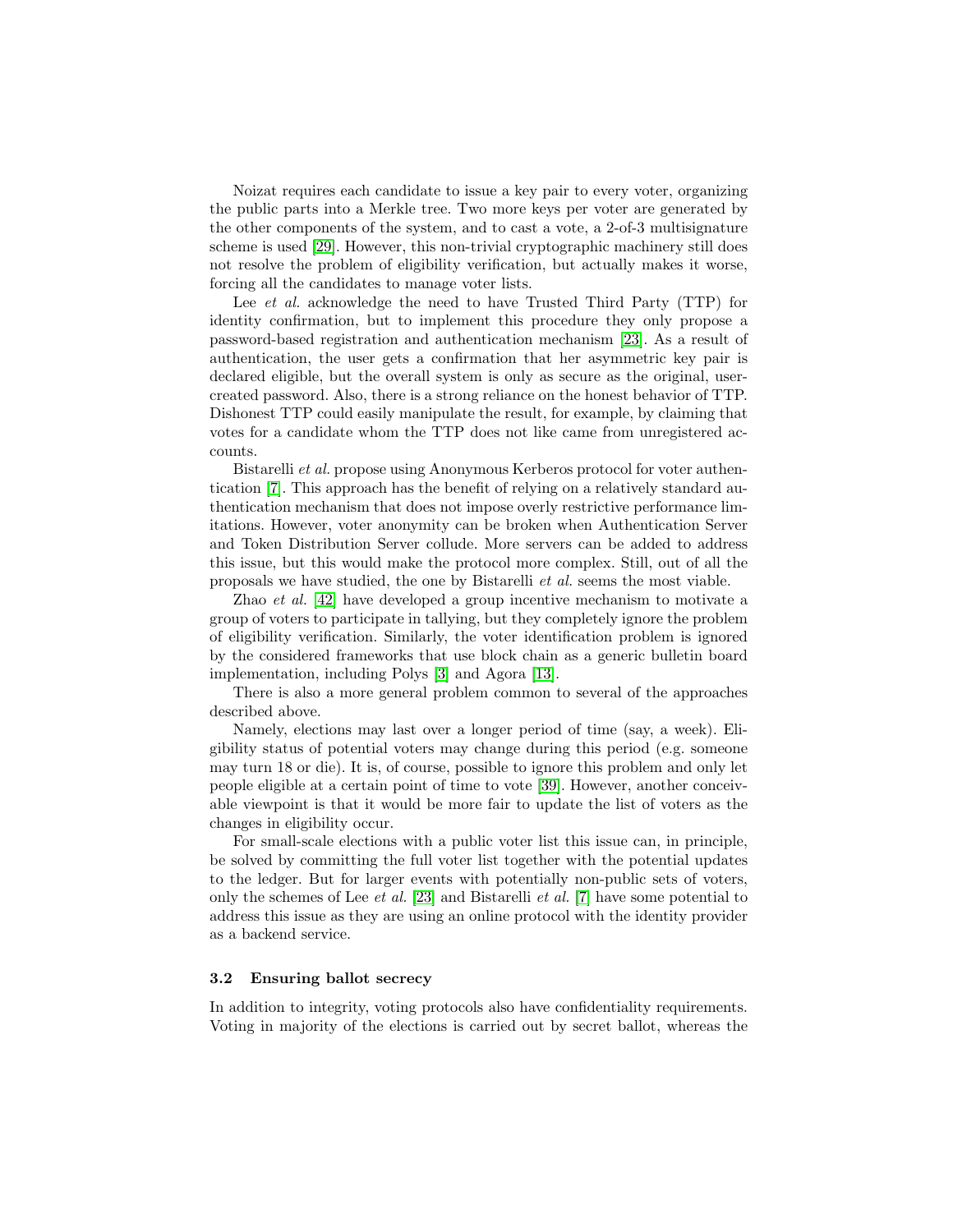Noizat requires each candidate to issue a key pair to every voter, organizing the public parts into a Merkle tree. Two more keys per voter are generated by the other components of the system, and to cast a vote, a 2-of-3 multisignature scheme is used [29]. However, this non-trivial cryptographic machinery still does not resolve the problem of eligibility verification, but actually makes it worse, forcing all the candidates to manage voter lists.

Lee *et al.* acknowledge the need to have Trusted Third Party (TTP) for identity confirmation, but to implement this procedure they only propose a password-based registration and authentication mechanism [23]. As a result of authentication, the user gets a confirmation that her asymmetric key pair is declared eligible, but the overall system is only as secure as the original, user-created password. Also, there is a strong reliance on the honest behavior of TTP. Dishonest TTP could easily manipulate the result, for example, by claiming that votes for a candidate whom the TTP does not like came from unregistered accounts.

Bistarelli *et al.* propose using Anonymous Kerberos protocol for voter authentication [7]. This approach has the benefit of relying on a relatively standard authentication mechanism that does not impose overly restrictive performance limitations. However, voter anonymity can be broken when Authentication Server and Token Distribution Server collude. More servers can be added to address this issue, but this would make the protocol more complex. Still, out of all the proposals we have studied, the one by Bistarelli *et al.* seems the most viable.

Zhao *et al.* [42] have developed a group incentive mechanism to motivate a group of voters to participate in tallying, but they completely ignore the problem of eligibility verification. Similarly, the voter identification problem is ignored by the considered frameworks that use block chain as a generic bulletin board implementation, including Polys [3] and Agora [13].

There is also a more general problem common to several of the approaches described above.

Namely, elections may last over a longer period of time (say, a week). Eligibility status of potential voters may change during this period (e.g. someone may turn 18 or die). It is, of course, possible to ignore this problem and only let people eligible at a certain point of time to vote [39]. However, another conceivable viewpoint is that it would be more fair to update the list of voters as the changes in eligibility occur.

For small-scale elections with a public voter list this issue can, in principle, be solved by committing the full voter list together with the potential updates to the ledger. But for larger events with potentially non-public sets of voters, only the schemes of Lee *et al.* [23] and Bistarelli *et al.* [7] have some potential to address this issue as they are using an online protocol with the identity provider as a backend service.

### 3.2 Ensuring ballot secrecy

In addition to integrity, voting protocols also have confidentiality requirements. Voting in majority of the elections is carried out by secret ballot, whereas the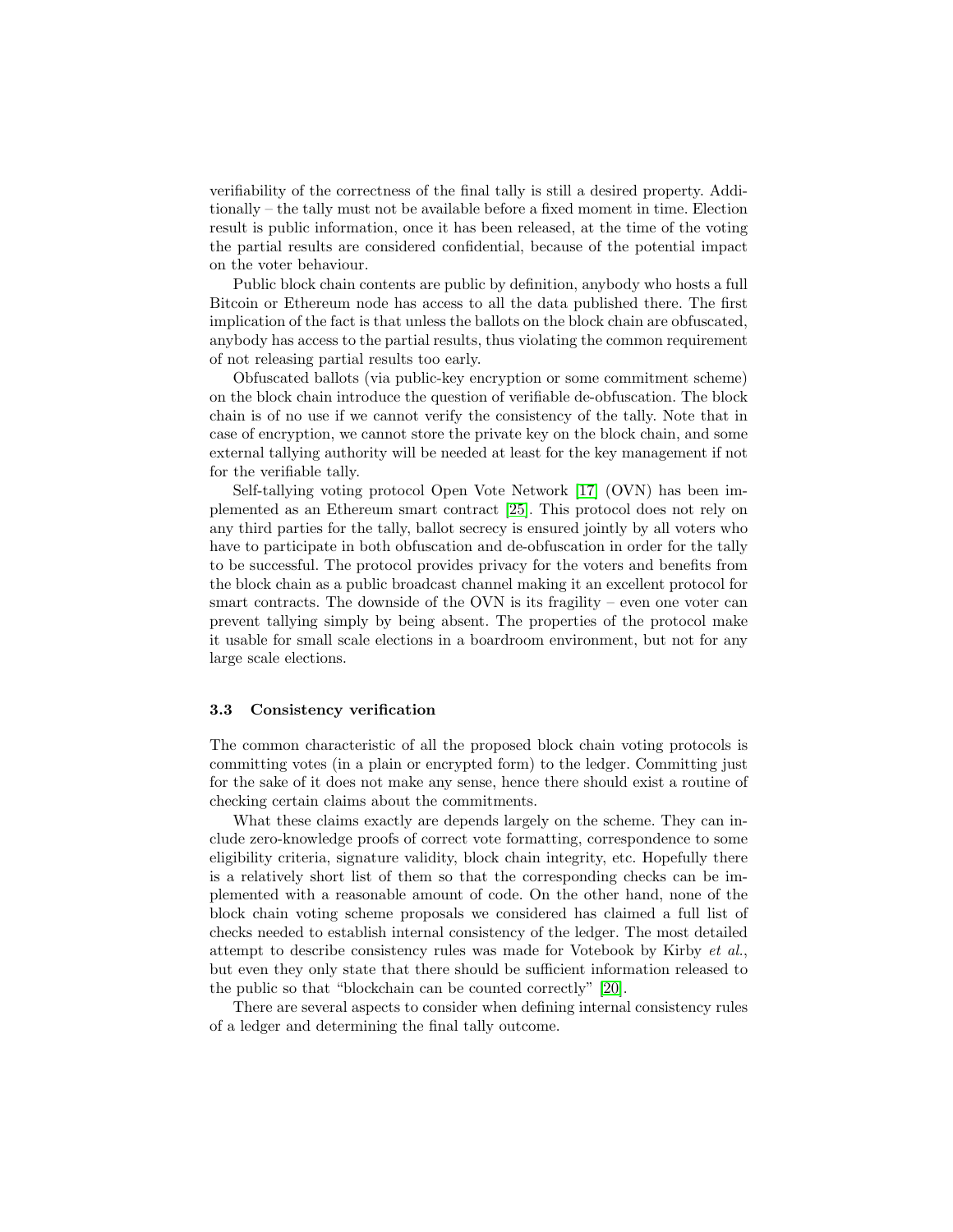verifiability of the correctness of the final tally is still a desired property. Additionally – the tally must not be available before a fixed moment in time. Election result is public information, once it has been released, at the time of the voting the partial results are considered confidential, because of the potential impact on the voter behaviour.

Public block chain contents are public by definition, anybody who hosts a full Bitcoin or Ethereum node has access to all the data published there. The first implication of the fact is that unless the ballots on the block chain are obfuscated, anybody has access to the partial results, thus violating the common requirement of not releasing partial results too early.

Obfuscated ballots (via public-key encryption or some commitment scheme) on the block chain introduce the question of verifiable de-obfuscation. The block chain is of no use if we cannot verify the consistency of the tally. Note that in case of encryption, we cannot store the private key on the block chain, and some external tallying authority will be needed at least for the key management if not for the verifiable tally.

Self-tallying voting protocol Open Vote Network [17] (OVN) has been implemented as an Ethereum smart contract [25]. This protocol does not rely on any third parties for the tally, ballot secrecy is ensured jointly by all voters who have to participate in both obfuscation and de-obfuscation in order for the tally to be successful. The protocol provides privacy for the voters and benefits from the block chain as a public broadcast channel making it an excellent protocol for smart contracts. The downside of the OVN is its fragility – even one voter can prevent tallying simply by being absent. The properties of the protocol make it usable for small scale elections in a boardroom environment, but not for any large scale elections.

### 3.3 Consistency verification

The common characteristic of all the proposed block chain voting protocols is committing votes (in a plain or encrypted form) to the ledger. Committing just for the sake of it does not make any sense, hence there should exist a routine of checking certain claims about the commitments.

What these claims exactly are depends largely on the scheme. They can include zero-knowledge proofs of correct vote formatting, correspondence to some eligibility criteria, signature validity, block chain integrity, etc. Hopefully there is a relatively short list of them so that the corresponding checks can be implemented with a reasonable amount of code. On the other hand, none of the block chain voting scheme proposals we considered has claimed a full list of checks needed to establish internal consistency of the ledger. The most detailed attempt to describe consistency rules was made for Votebook by Kirby *et al.*, but even they only state that there should be sufficient information released to the public so that "blockchain can be counted correctly" [20].

There are several aspects to consider when defining internal consistency rules of a ledger and determining the final tally outcome.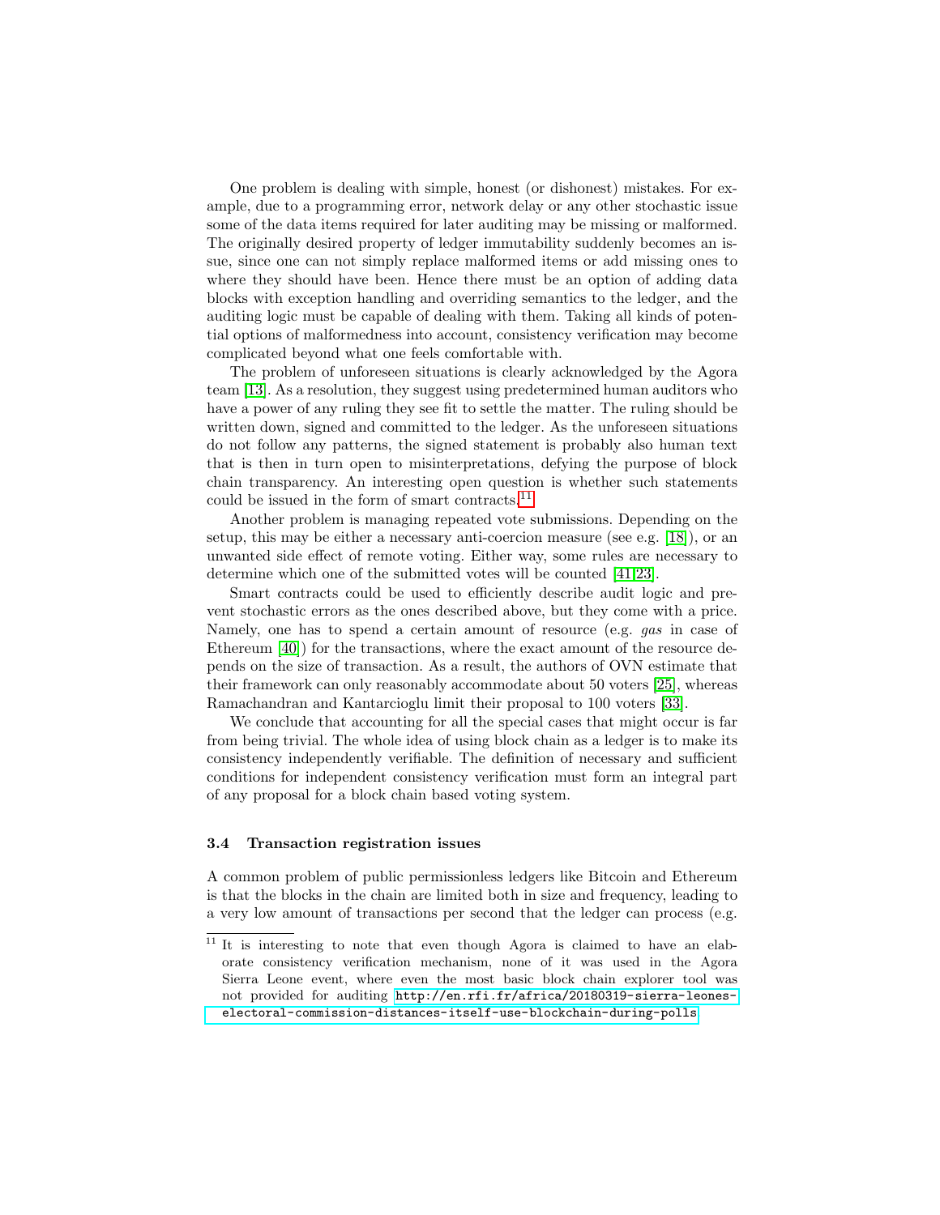One problem is dealing with simple, honest (or dishonest) mistakes. For example, due to a programming error, network delay or any other stochastic issue some of the data items required for later auditing may be missing or malformed. The originally desired property of ledger immutability suddenly becomes an issue, since one can not simply replace malformed items or add missing ones to where they should have been. Hence there must be an option of adding data blocks with exception handling and overriding semantics to the ledger, and the auditing logic must be capable of dealing with them. Taking all kinds of potential options of malformedness into account, consistency verification may become complicated beyond what one feels comfortable with.

The problem of unforeseen situations is clearly acknowledged by the Agora team [13]. As a resolution, they suggest using predetermined human auditors who have a power of any ruling they see fit to settle the matter. The ruling should be written down, signed and committed to the ledger. As the unforeseen situations do not follow any patterns, the signed statement is probably also human text that is then in turn open to misinterpretations, defying the purpose of block chain transparency. An interesting open question is whether such statements could be issued in the form of smart contracts.[11]

Another problem is managing repeated vote submissions. Depending on the setup, this may be either a necessary anti-coercion measure (see e.g. [18]), or an unwanted side effect of remote voting. Either way, some rules are necessary to determine which one of the submitted votes will be counted [41,23].

Smart contracts could be used to efficiently describe audit logic and prevent stochastic errors as the ones described above, but they come with a price. Namely, one has to spend a certain amount of resource (e.g. *gas* in case of Ethereum [40]) for the transactions, where the exact amount of the resource depends on the size of transaction. As a result, the authors of OVN estimate that their framework can only reasonably accommodate about 50 voters [25], whereas Ramachandran and Kantarcioglu limit their proposal to 100 voters [33].

We conclude that accounting for all the special cases that might occur is far from being trivial. The whole idea of using block chain as a ledger is to make its consistency independently verifiable. The definition of necessary and sufficient conditions for independent consistency verification must form an integral part of any proposal for a block chain based voting system.

### 3.4 Transaction registration issues

A common problem of public permissionless ledgers like Bitcoin and Ethereum is that the blocks in the chain are limited both in size and frequency, leading to a very low amount of transactions per second that the ledger can process (e.g.

[11] It is interesting to note that even though Agora is claimed to have an elaborate consistency verification mechanism, none of it was used in the Agora Sierra Leone event, where even the most basic block chain explorer tool was not provided for auditing `http://en.rfi.fr/africa/20180319-sierra-leones-electoral-commission-distances-itself-use-blockchain-during-polls`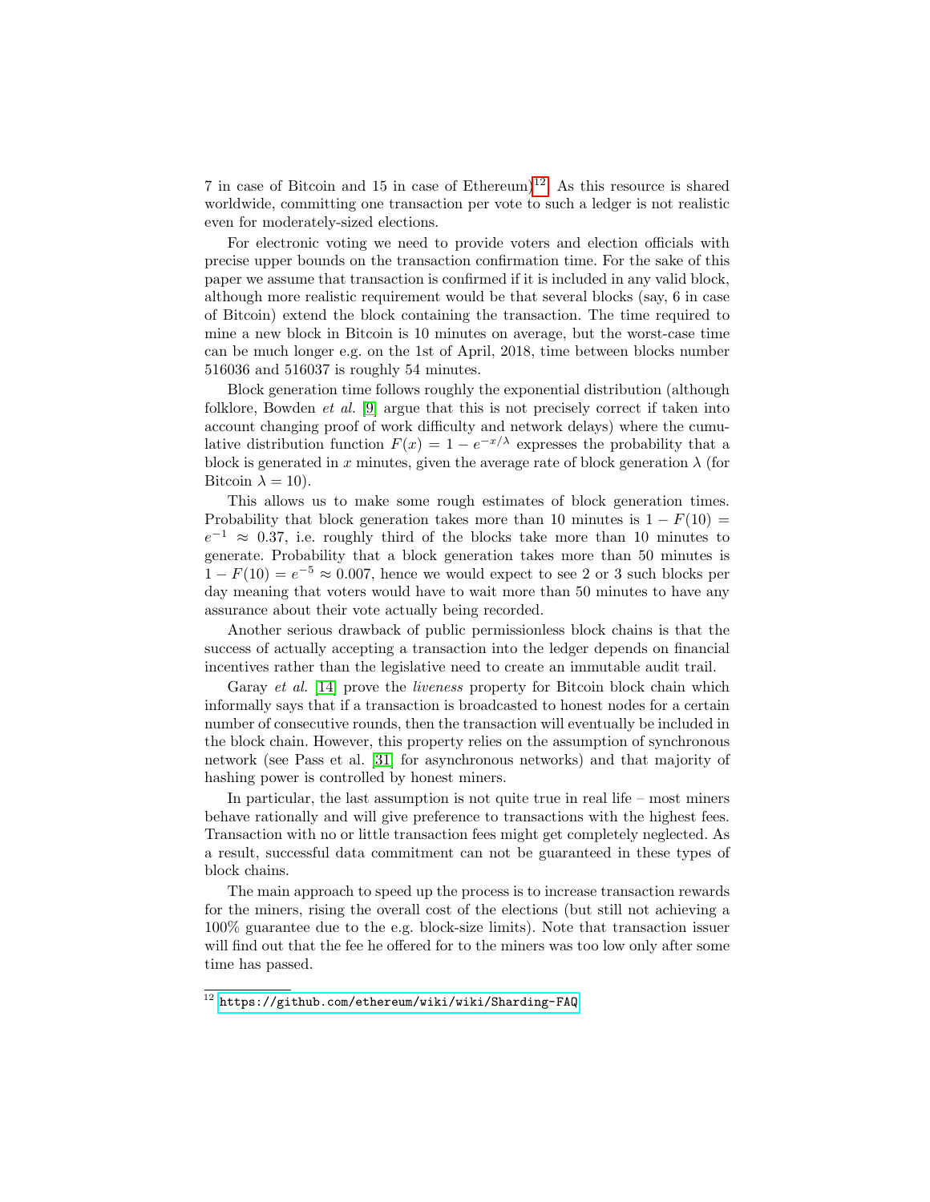7 in case of Bitcoin and 15 in case of Ethereum)[12]. As this resource is shared worldwide, committing one transaction per vote to such a ledger is not realistic even for moderately-sized elections.

For electronic voting we need to provide voters and election officials with precise upper bounds on the transaction confirmation time. For the sake of this paper we assume that transaction is confirmed if it is included in any valid block, although more realistic requirement would be that several blocks (say, 6 in case of Bitcoin) extend the block containing the transaction. The time required to mine a new block in Bitcoin is 10 minutes on average, but the worst-case time can be much longer e.g. on the 1st of April, 2018, time between blocks number 516036 and 516037 is roughly 54 minutes.

Block generation time follows roughly the exponential distribution (although folklore, Bowden *et al.* [9] argue that this is not precisely correct if taken into account changing proof of work difficulty and network delays) where the cumulative distribution function $F(x) = 1 - e^{-x/\lambda}$ expresses the probability that a block is generated in $x$ minutes, given the average rate of block generation $\lambda$ (for Bitcoin $\lambda = 10$).

This allows us to make some rough estimates of block generation times. Probability that block generation takes more than 10 minutes is $1 - F(10) = e^{-1} \approx 0.37$, i.e. roughly third of the blocks take more than 10 minutes to generate. Probability that a block generation takes more than 50 minutes is $1 - F(10) = e^{-5} \approx 0.007$, hence we would expect to see 2 or 3 such blocks per day meaning that voters would have to wait more than 50 minutes to have any assurance about their vote actually being recorded.

Another serious drawback of public permissionless block chains is that the success of actually accepting a transaction into the ledger depends on financial incentives rather than the legislative need to create an immutable audit trail.

Garay *et al.* [14] prove the *liveness* property for Bitcoin block chain which informally says that if a transaction is broadcasted to honest nodes for a certain number of consecutive rounds, then the transaction will eventually be included in the block chain. However, this property relies on the assumption of synchronous network (see Pass et al. [31] for asynchronous networks) and that majority of hashing power is controlled by honest miners.

In particular, the last assumption is not quite true in real life – most miners behave rationally and will give preference to transactions with the highest fees. Transaction with no or little transaction fees might get completely neglected. As a result, successful data commitment can not be guaranteed in these types of block chains.

The main approach to speed up the process is to increase transaction rewards for the miners, rising the overall cost of the elections (but still not achieving a 100% guarantee due to the e.g. block-size limits). Note that transaction issuer will find out that the fee he offered for to the miners was too low only after some time has passed.

[12] https://github.com/ethereum/wiki/wiki/Sharding-FAQ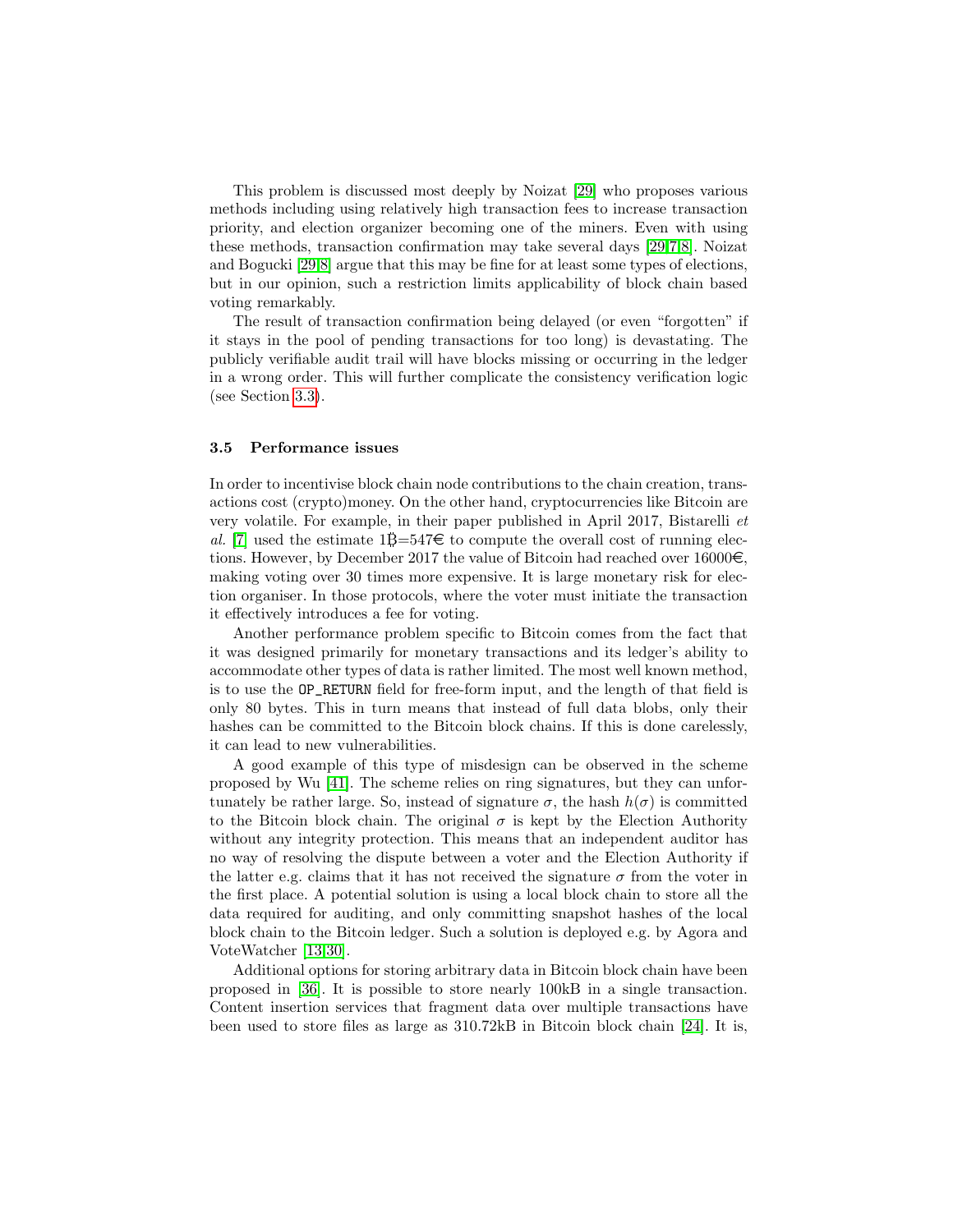This problem is discussed most deeply by Noizat [29] who proposes various methods including using relatively high transaction fees to increase transaction priority, and election organizer becoming one of the miners. Even with using these methods, transaction confirmation may take several days [29,7,8]. Noizat and Bogucki [29,8] argue that this may be fine for at least some types of elections, but in our opinion, such a restriction limits applicability of block chain based voting remarkably.

The result of transaction confirmation being delayed (or even "forgotten" if it stays in the pool of pending transactions for too long) is devastating. The publicly verifiable audit trail will have blocks missing or occurring in the ledger in a wrong order. This will further complicate the consistency verification logic (see Section 3.3).

### 3.5 Performance issues

In order to incentivise block chain node contributions to the chain creation, transactions cost (crypto)money. On the other hand, cryptocurrencies like Bitcoin are very volatile. For example, in their paper published in April 2017, Bistarelli *et al.* [7] used the estimate 1Ƀ=547€ to compute the overall cost of running elections. However, by December 2017 the value of Bitcoin had reached over 16000€, making voting over 30 times more expensive. It is large monetary risk for election organiser. In those protocols, where the voter must initiate the transaction it effectively introduces a fee for voting.

Another performance problem specific to Bitcoin comes from the fact that it was designed primarily for monetary transactions and its ledger's ability to accommodate other types of data is rather limited. The most well known method, is to use the `OP_RETURN` field for free-form input, and the length of that field is only 80 bytes. This in turn means that instead of full data blobs, only their hashes can be committed to the Bitcoin block chains. If this is done carelessly, it can lead to new vulnerabilities.

A good example of this type of misdesign can be observed in the scheme proposed by Wu [41]. The scheme relies on ring signatures, but they can unfortunately be rather large. So, instead of signature $\sigma$, the hash $h(\sigma)$ is committed to the Bitcoin block chain. The original $\sigma$ is kept by the Election Authority without any integrity protection. This means that an independent auditor has no way of resolving the dispute between a voter and the Election Authority if the latter e.g. claims that it has not received the signature $\sigma$ from the voter in the first place. A potential solution is using a local block chain to store all the data required for auditing, and only committing snapshot hashes of the local block chain to the Bitcoin ledger. Such a solution is deployed e.g. by Agora and VoteWatcher [13,30].

Additional options for storing arbitrary data in Bitcoin block chain have been proposed in [36]. It is possible to store nearly 100kB in a single transaction. Content insertion services that fragment data over multiple transactions have been used to store files as large as 310.72kB in Bitcoin block chain [24]. It is,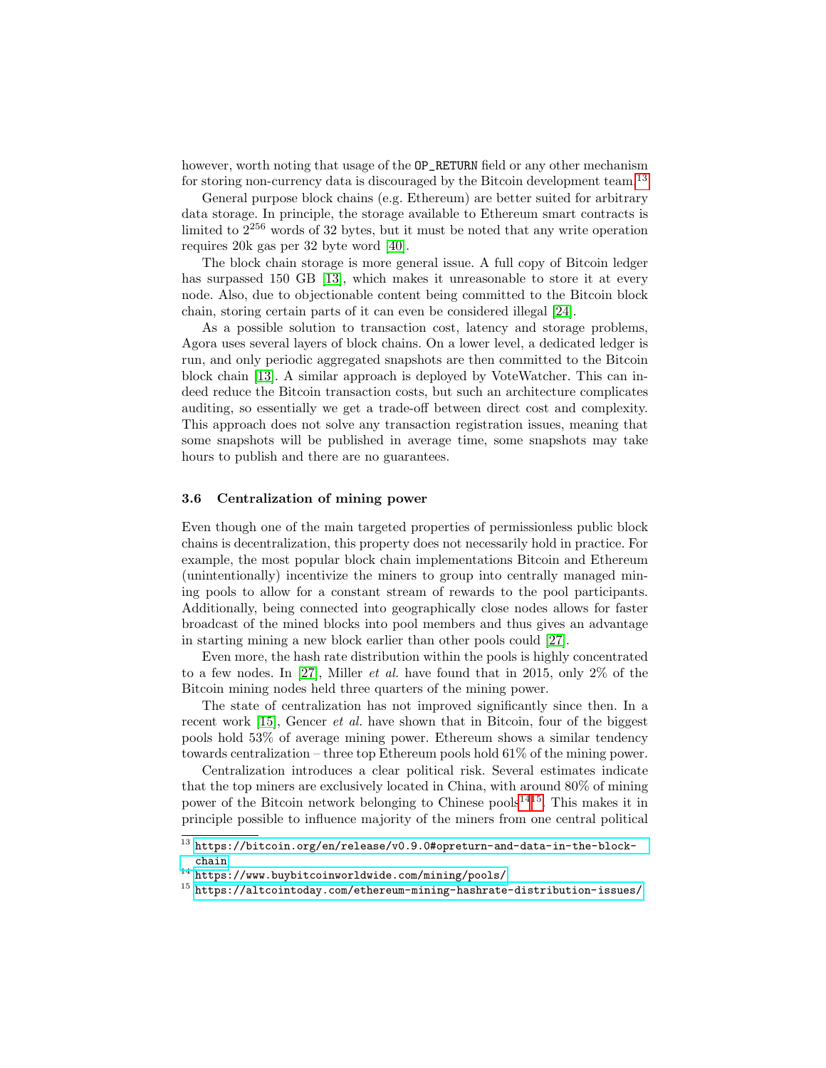however, worth noting that usage of the `OP_RETURN` field or any other mechanism for storing non-currency data is discouraged by the Bitcoin development team.[13]

General purpose block chains (e.g. Ethereum) are better suited for arbitrary data storage. In principle, the storage available to Ethereum smart contracts is limited to $2^{256}$ words of 32 bytes, but it must be noted that any write operation requires 20k gas per 32 byte word [40].

The block chain storage is more general issue. A full copy of Bitcoin ledger has surpassed 150 GB [13], which makes it unreasonable to store it at every node. Also, due to objectionable content being committed to the Bitcoin block chain, storing certain parts of it can even be considered illegal [24].

As a possible solution to transaction cost, latency and storage problems, Agora uses several layers of block chains. On a lower level, a dedicated ledger is run, and only periodic aggregated snapshots are then committed to the Bitcoin block chain [13]. A similar approach is deployed by VoteWatcher. This can indeed reduce the Bitcoin transaction costs, but such an architecture complicates auditing, so essentially we get a trade-off between direct cost and complexity. This approach does not solve any transaction registration issues, meaning that some snapshots will be published in average time, some snapshots may take hours to publish and there are no guarantees.

### 3.6 Centralization of mining power

Even though one of the main targeted properties of permissionless public block chains is decentralization, this property does not necessarily hold in practice. For example, the most popular block chain implementations Bitcoin and Ethereum (unintentionally) incentivize the miners to group into centrally managed mining pools to allow for a constant stream of rewards to the pool participants. Additionally, being connected into geographically close nodes allows for faster broadcast of the mined blocks into pool members and thus gives an advantage in starting mining a new block earlier than other pools could [27].

Even more, the hash rate distribution within the pools is highly concentrated to a few nodes. In [27], Miller *et al.* have found that in 2015, only 2% of the Bitcoin mining nodes held three quarters of the mining power.

The state of centralization has not improved significantly since then. In a recent work [15], Gencer *et al.* have shown that in Bitcoin, four of the biggest pools hold 53% of average mining power. Ethereum shows a similar tendency towards centralization – three top Ethereum pools hold 61% of the mining power.

Centralization introduces a clear political risk. Several estimates indicate that the top miners are exclusively located in China, with around 80% of mining power of the Bitcoin network belonging to Chinese pools[14][15]. This makes it in principle possible to influence majority of the miners from one central political

---

[13] https://bitcoin.org/en/release/v0.9.0#opreturn-and-data-in-the-block-chain

[14] https://www.buybitcoinworldwide.com/mining/pools/

[15] https://altcointoday.com/ethereum-mining-hashrate-distribution-issues/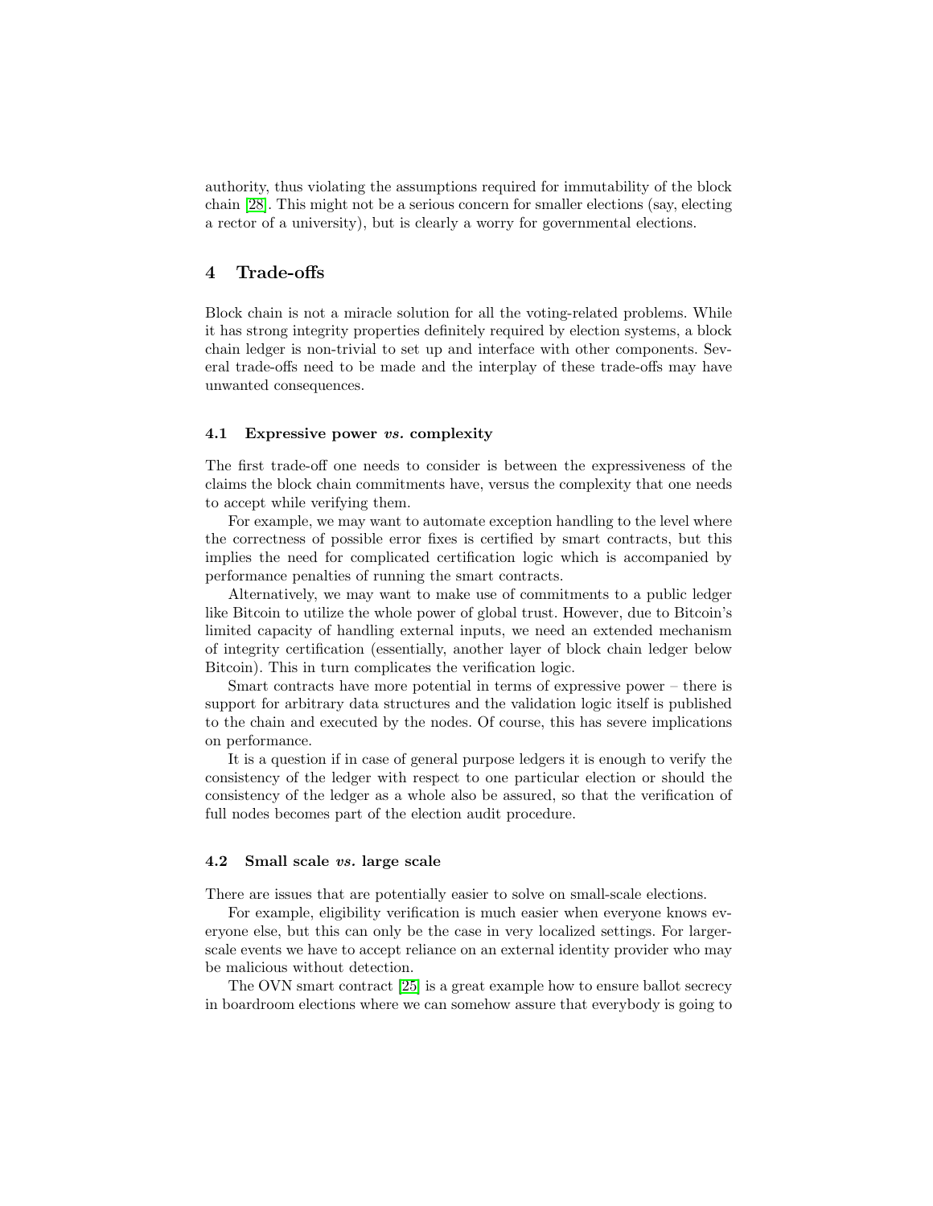authority, thus violating the assumptions required for immutability of the block chain [28]. This might not be a serious concern for smaller elections (say, electing a rector of a university), but is clearly a worry for governmental elections.

## 4 Trade-offs

Block chain is not a miracle solution for all the voting-related problems. While it has strong integrity properties definitely required by election systems, a block chain ledger is non-trivial to set up and interface with other components. Several trade-offs need to be made and the interplay of these trade-offs may have unwanted consequences.

### 4.1 Expressive power *vs.* complexity

The first trade-off one needs to consider is between the expressiveness of the claims the block chain commitments have, versus the complexity that one needs to accept while verifying them.

For example, we may want to automate exception handling to the level where the correctness of possible error fixes is certified by smart contracts, but this implies the need for complicated certification logic which is accompanied by performance penalties of running the smart contracts.

Alternatively, we may want to make use of commitments to a public ledger like Bitcoin to utilize the whole power of global trust. However, due to Bitcoin's limited capacity of handling external inputs, we need an extended mechanism of integrity certification (essentially, another layer of block chain ledger below Bitcoin). This in turn complicates the verification logic.

Smart contracts have more potential in terms of expressive power – there is support for arbitrary data structures and the validation logic itself is published to the chain and executed by the nodes. Of course, this has severe implications on performance.

It is a question if in case of general purpose ledgers it is enough to verify the consistency of the ledger with respect to one particular election or should the consistency of the ledger as a whole also be assured, so that the verification of full nodes becomes part of the election audit procedure.

### 4.2 Small scale *vs.* large scale

There are issues that are potentially easier to solve on small-scale elections.

For example, eligibility verification is much easier when everyone knows everyone else, but this can only be the case in very localized settings. For larger-scale events we have to accept reliance on an external identity provider who may be malicious without detection.

The OVN smart contract [25] is a great example how to ensure ballot secrecy in boardroom elections where we can somehow assure that everybody is going to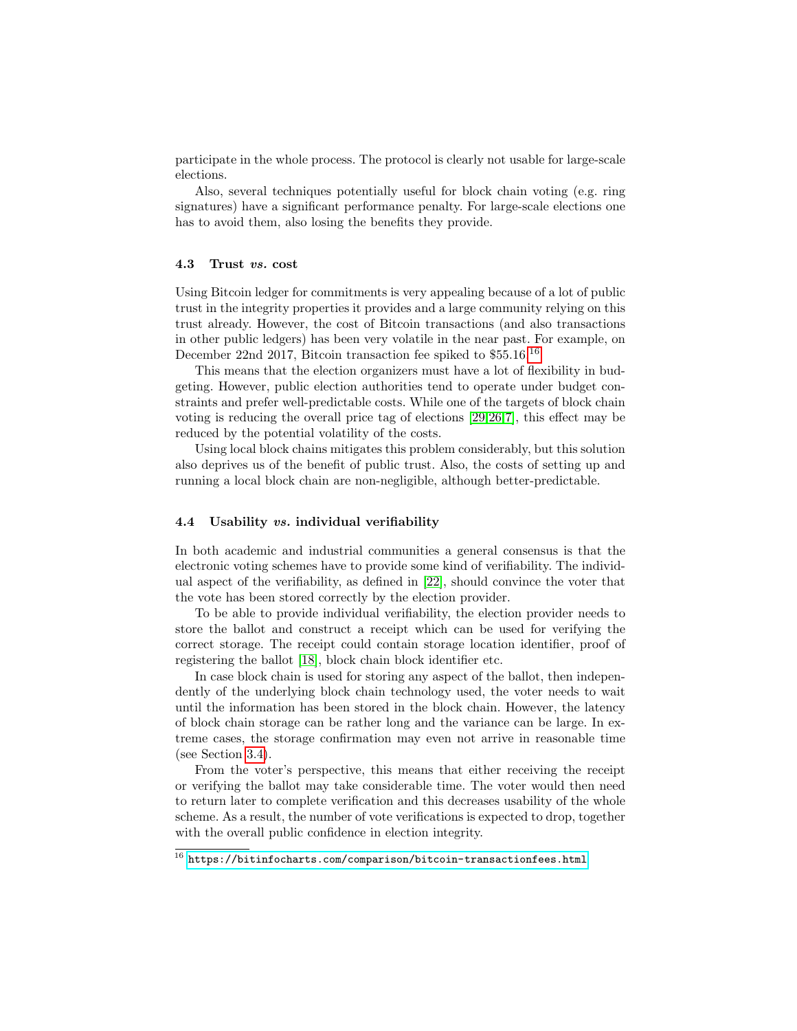participate in the whole process. The protocol is clearly not usable for large-scale elections.

Also, several techniques potentially useful for block chain voting (e.g. ring signatures) have a significant performance penalty. For large-scale elections one has to avoid them, also losing the benefits they provide.

### 4.3 Trust *vs.* cost

Using Bitcoin ledger for commitments is very appealing because of a lot of public trust in the integrity properties it provides and a large community relying on this trust already. However, the cost of Bitcoin transactions (and also transactions in other public ledgers) has been very volatile in the near past. For example, on December 22nd 2017, Bitcoin transaction fee spiked to $55.16.[16]

This means that the election organizers must have a lot of flexibility in budgeting. However, public election authorities tend to operate under budget constraints and prefer well-predictable costs. While one of the targets of block chain voting is reducing the overall price tag of elections [29,26,7], this effect may be reduced by the potential volatility of the costs.

Using local block chains mitigates this problem considerably, but this solution also deprives us of the benefit of public trust. Also, the costs of setting up and running a local block chain are non-negligible, although better-predictable.

### 4.4 Usability *vs.* individual verifiability

In both academic and industrial communities a general consensus is that the electronic voting schemes have to provide some kind of verifiability. The individual aspect of the verifiability, as defined in [22], should convince the voter that the vote has been stored correctly by the election provider.

To be able to provide individual verifiability, the election provider needs to store the ballot and construct a receipt which can be used for verifying the correct storage. The receipt could contain storage location identifier, proof of registering the ballot [18], block chain block identifier etc.

In case block chain is used for storing any aspect of the ballot, then independently of the underlying block chain technology used, the voter needs to wait until the information has been stored in the block chain. However, the latency of block chain storage can be rather long and the variance can be large. In extreme cases, the storage confirmation may even not arrive in reasonable time (see Section 3.4).

From the voter's perspective, this means that either receiving the receipt or verifying the ballot may take considerable time. The voter would then need to return later to complete verification and this decreases usability of the whole scheme. As a result, the number of vote verifications is expected to drop, together with the overall public confidence in election integrity.

[16] https://bitinfocharts.com/comparison/bitcoin-transactionfees.html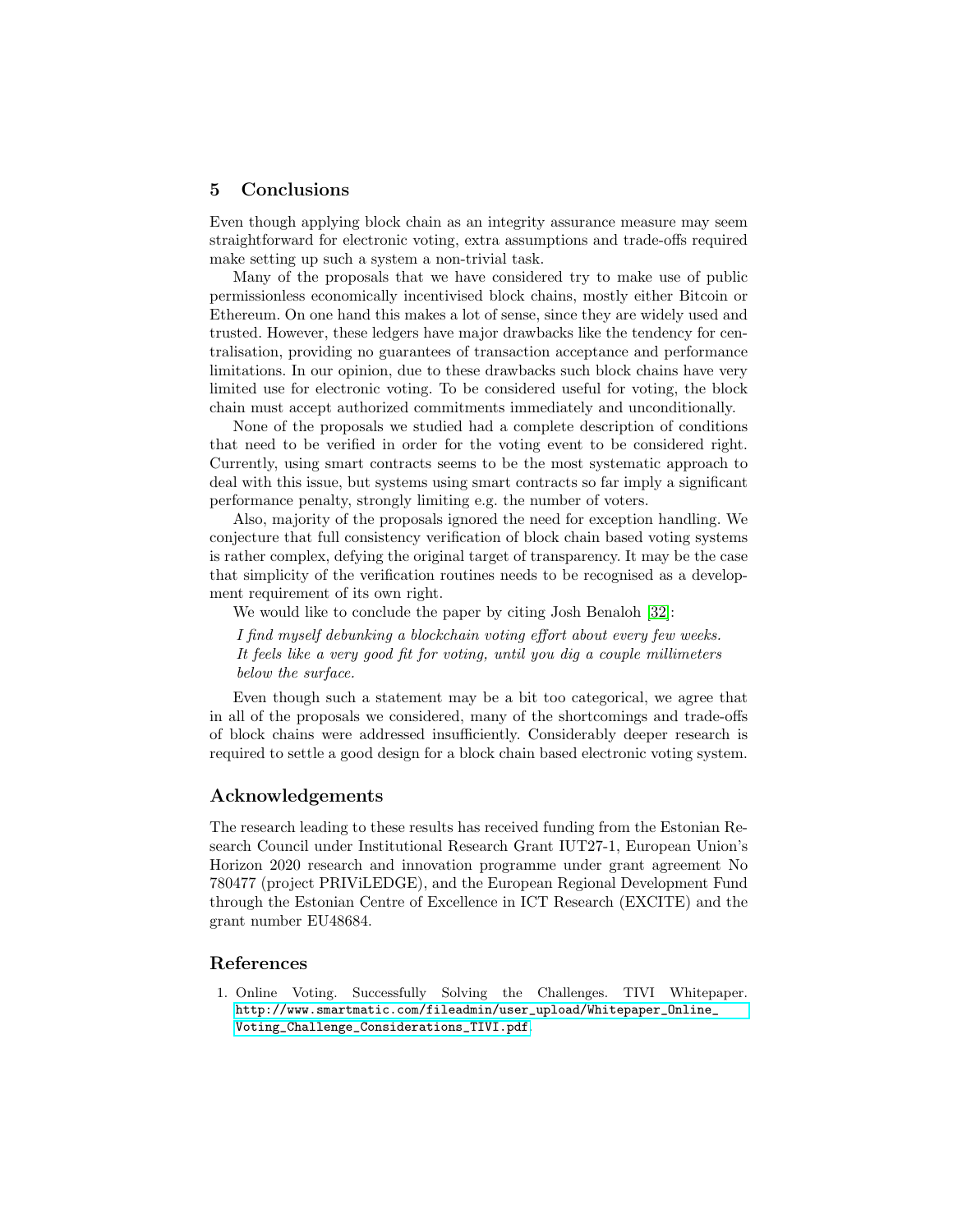## 5 Conclusions

Even though applying block chain as an integrity assurance measure may seem straightforward for electronic voting, extra assumptions and trade-offs required make setting up such a system a non-trivial task.

Many of the proposals that we have considered try to make use of public permissionless economically incentivised block chains, mostly either Bitcoin or Ethereum. On one hand this makes a lot of sense, since they are widely used and trusted. However, these ledgers have major drawbacks like the tendency for centralisation, providing no guarantees of transaction acceptance and performance limitations. In our opinion, due to these drawbacks such block chains have very limited use for electronic voting. To be considered useful for voting, the block chain must accept authorized commitments immediately and unconditionally.

None of the proposals we studied had a complete description of conditions that need to be verified in order for the voting event to be considered right. Currently, using smart contracts seems to be the most systematic approach to deal with this issue, but systems using smart contracts so far imply a significant performance penalty, strongly limiting e.g. the number of voters.

Also, majority of the proposals ignored the need for exception handling. We conjecture that full consistency verification of block chain based voting systems is rather complex, defying the original target of transparency. It may be the case that simplicity of the verification routines needs to be recognised as a development requirement of its own right.

We would like to conclude the paper by citing Josh Benaloh [32]:

> *I find myself debunking a blockchain voting effort about every few weeks. It feels like a very good fit for voting, until you dig a couple millimeters below the surface.*

Even though such a statement may be a bit too categorical, we agree that in all of the proposals we considered, many of the shortcomings and trade-offs of block chains were addressed insufficiently. Considerably deeper research is required to settle a good design for a block chain based electronic voting system.

## Acknowledgements

The research leading to these results has received funding from the Estonian Research Council under Institutional Research Grant IUT27-1, European Union's Horizon 2020 research and innovation programme under grant agreement No 780477 (project PRIViLEDGE), and the European Regional Development Fund through the Estonian Centre of Excellence in ICT Research (EXCITE) and the grant number EU48684.

## References

1. Online Voting. Successfully Solving the Challenges. TIVI Whitepaper. http://www.smartmatic.com/fileadmin/user_upload/Whitepaper_Online_Voting_Challenge_Considerations_TIVI.pdf.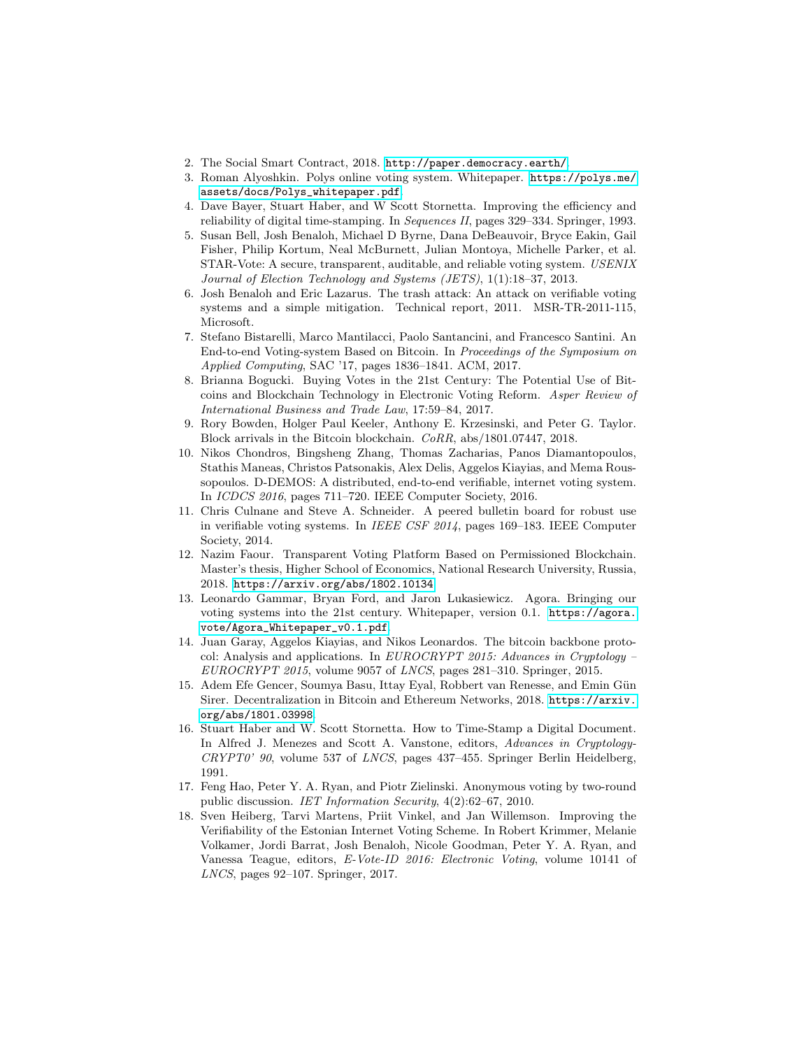2. The Social Smart Contract, 2018. `http://paper.democracy.earth/`.
3. Roman Alyoshkin. Polys online voting system. Whitepaper. `https://polys.me/assets/docs/Polys_whitepaper.pdf`.
4. Dave Bayer, Stuart Haber, and W Scott Stornetta. Improving the efficiency and reliability of digital time-stamping. In *Sequences II*, pages 329–334. Springer, 1993.
5. Susan Bell, Josh Benaloh, Michael D Byrne, Dana DeBeauvoir, Bryce Eakin, Gail Fisher, Philip Kortum, Neal McBurnett, Julian Montoya, Michelle Parker, et al. STAR-Vote: A secure, transparent, auditable, and reliable voting system. *USENIX Journal of Election Technology and Systems (JETS)*, 1(1):18–37, 2013.
6. Josh Benaloh and Eric Lazarus. The trash attack: An attack on verifiable voting systems and a simple mitigation. Technical report, 2011. MSR-TR-2011-115, Microsoft.
7. Stefano Bistarelli, Marco Mantilacci, Paolo Santancini, and Francesco Santini. An End-to-end Voting-system Based on Bitcoin. In *Proceedings of the Symposium on Applied Computing*, SAC '17, pages 1836–1841. ACM, 2017.
8. Brianna Bogucki. Buying Votes in the 21st Century: The Potential Use of Bitcoins and Blockchain Technology in Electronic Voting Reform. *Asper Review of International Business and Trade Law*, 17:59–84, 2017.
9. Rory Bowden, Holger Paul Keeler, Anthony E. Krzesinski, and Peter G. Taylor. Block arrivals in the Bitcoin blockchain. *CoRR*, abs/1801.07447, 2018.
10. Nikos Chondros, Bingsheng Zhang, Thomas Zacharias, Panos Diamantopoulos, Stathis Maneas, Christos Patsonakis, Alex Delis, Aggelos Kiayias, and Mema Roussopoulos. D-DEMOS: A distributed, end-to-end verifiable, internet voting system. In *ICDCS 2016*, pages 711–720. IEEE Computer Society, 2016.
11. Chris Culnane and Steve A. Schneider. A peered bulletin board for robust use in verifiable voting systems. In *IEEE CSF 2014*, pages 169–183. IEEE Computer Society, 2014.
12. Nazim Faour. Transparent Voting Platform Based on Permissioned Blockchain. Master's thesis, Higher School of Economics, National Research University, Russia, 2018. `https://arxiv.org/abs/1802.10134`.
13. Leonardo Gammar, Bryan Ford, and Jaron Lukasiewicz. Agora. Bringing our voting systems into the 21st century. Whitepaper, version 0.1. `https://agora.vote/Agora_Whitepaper_v0.1.pdf`.
14. Juan Garay, Aggelos Kiayias, and Nikos Leonardos. The bitcoin backbone protocol: Analysis and applications. In *EUROCRYPT 2015: Advances in Cryptology – EUROCRYPT 2015*, volume 9057 of *LNCS*, pages 281–310. Springer, 2015.
15. Adem Efe Gencer, Soumya Basu, Ittay Eyal, Robbert van Renesse, and Emin Gün Sirer. Decentralization in Bitcoin and Ethereum Networks, 2018. `https://arxiv.org/abs/1801.03998`.
16. Stuart Haber and W. Scott Stornetta. How to Time-Stamp a Digital Document. In Alfred J. Menezes and Scott A. Vanstone, editors, *Advances in Cryptology-CRYPT0' 90*, volume 537 of *LNCS*, pages 437–455. Springer Berlin Heidelberg, 1991.
17. Feng Hao, Peter Y. A. Ryan, and Piotr Zielinski. Anonymous voting by two-round public discussion. *IET Information Security*, 4(2):62–67, 2010.
18. Sven Heiberg, Tarvi Martens, Priit Vinkel, and Jan Willemson. Improving the Verifiability of the Estonian Internet Voting Scheme. In Robert Krimmer, Melanie Volkamer, Jordi Barrat, Josh Benaloh, Nicole Goodman, Peter Y. A. Ryan, and Vanessa Teague, editors, *E-Vote-ID 2016: Electronic Voting*, volume 10141 of *LNCS*, pages 92–107. Springer, 2017.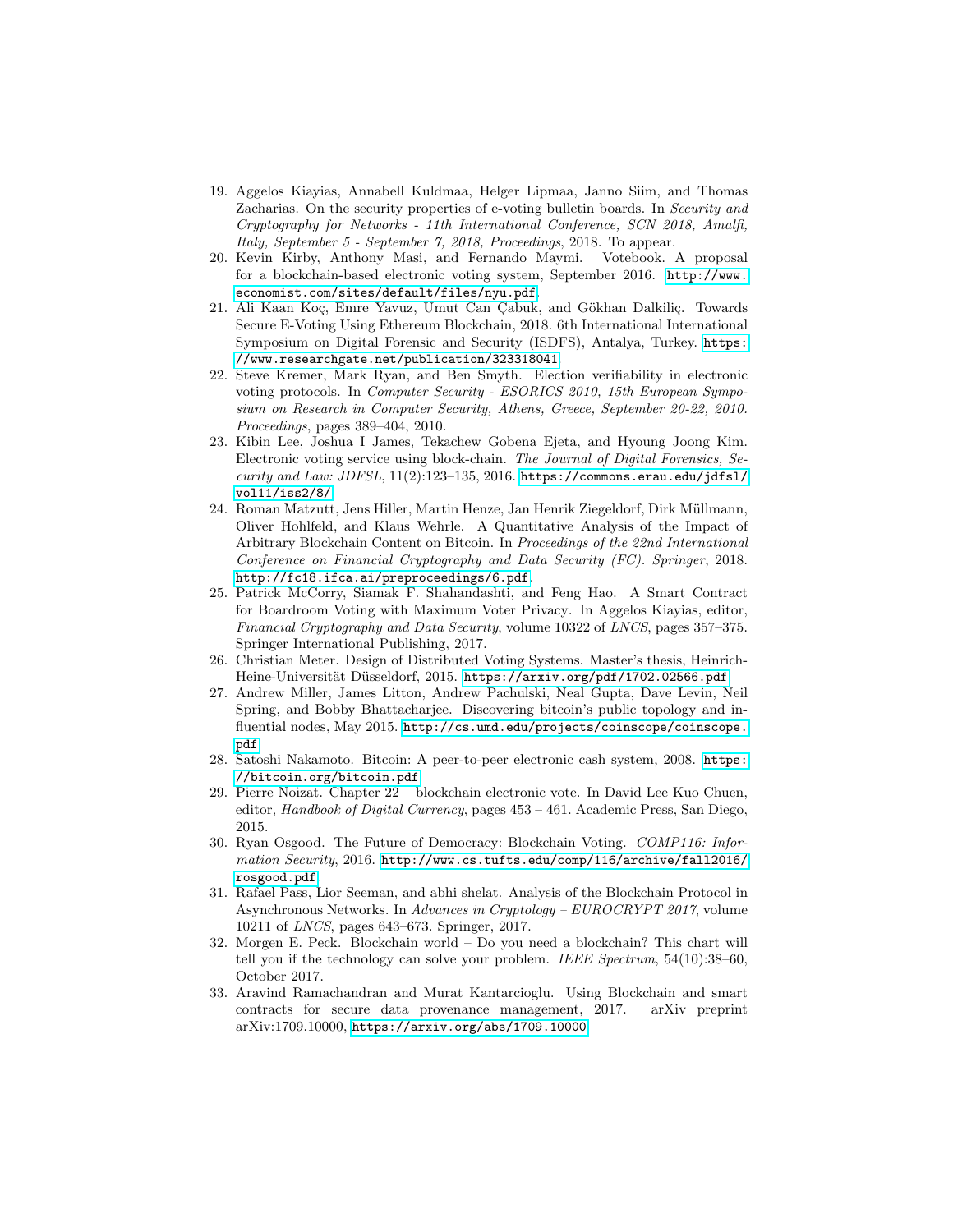19. Aggelos Kiayias, Annabell Kuldmaa, Helger Lipmaa, Janno Siim, and Thomas Zacharias. On the security properties of e-voting bulletin boards. In *Security and Cryptography for Networks - 11th International Conference, SCN 2018, Amalfi, Italy, September 5 - September 7, 2018, Proceedings*, 2018. To appear.
20. Kevin Kirby, Anthony Masi, and Fernando Maymi. Votebook. A proposal for a blockchain-based electronic voting system, September 2016. `http://www.economist.com/sites/default/files/nyu.pdf`.
21. Ali Kaan Koç, Emre Yavuz, Umut Can Çabuk, and Gökhan Dalkiliç. Towards Secure E-Voting Using Ethereum Blockchain, 2018. 6th International International Symposium on Digital Forensic and Security (ISDFS), Antalya, Turkey. `https://www.researchgate.net/publication/323318041`.
22. Steve Kremer, Mark Ryan, and Ben Smyth. Election verifiability in electronic voting protocols. In *Computer Security - ESORICS 2010, 15th European Symposium on Research in Computer Security, Athens, Greece, September 20-22, 2010. Proceedings*, pages 389–404, 2010.
23. Kibin Lee, Joshua I James, Tekachew Gobena Ejeta, and Hyoung Joong Kim. Electronic voting service using block-chain. *The Journal of Digital Forensics, Security and Law: JDFSL*, 11(2):123–135, 2016. `https://commons.erau.edu/jdfsl/vol11/iss2/8/`.
24. Roman Matzutt, Jens Hiller, Martin Henze, Jan Henrik Ziegeldorf, Dirk Müllmann, Oliver Hohlfeld, and Klaus Wehrle. A Quantitative Analysis of the Impact of Arbitrary Blockchain Content on Bitcoin. In *Proceedings of the 22nd International Conference on Financial Cryptography and Data Security (FC). Springer*, 2018. `http://fc18.ifca.ai/preproceedings/6.pdf`.
25. Patrick McCorry, Siamak F. Shahandashti, and Feng Hao. A Smart Contract for Boardroom Voting with Maximum Voter Privacy. In Aggelos Kiayias, editor, *Financial Cryptography and Data Security*, volume 10322 of *LNCS*, pages 357–375. Springer International Publishing, 2017.
26. Christian Meter. Design of Distributed Voting Systems. Master's thesis, Heinrich-Heine-Universität Düsseldorf, 2015. `https://arxiv.org/pdf/1702.02566.pdf`.
27. Andrew Miller, James Litton, Andrew Pachulski, Neal Gupta, Dave Levin, Neil Spring, and Bobby Bhattacharjee. Discovering bitcoin's public topology and influential nodes, May 2015. `http://cs.umd.edu/projects/coinscope/coinscope.pdf`.
28. Satoshi Nakamoto. Bitcoin: A peer-to-peer electronic cash system, 2008. `https://bitcoin.org/bitcoin.pdf`.
29. Pierre Noizat. Chapter 22 – blockchain electronic vote. In David Lee Kuo Chuen, editor, *Handbook of Digital Currency*, pages 453 – 461. Academic Press, San Diego, 2015.
30. Ryan Osgood. The Future of Democracy: Blockchain Voting. *COMP116: Information Security*, 2016. `http://www.cs.tufts.edu/comp/116/archive/fall2016/rosgood.pdf`.
31. Rafael Pass, Lior Seeman, and abhi shelat. Analysis of the Blockchain Protocol in Asynchronous Networks. In *Advances in Cryptology – EUROCRYPT 2017*, volume 10211 of *LNCS*, pages 643–673. Springer, 2017.
32. Morgen E. Peck. Blockchain world – Do you need a blockchain? This chart will tell you if the technology can solve your problem. *IEEE Spectrum*, 54(10):38–60, October 2017.
33. Aravind Ramachandran and Murat Kantarcioglu. Using Blockchain and smart contracts for secure data provenance management, 2017. arXiv preprint arXiv:1709.10000, `https://arxiv.org/abs/1709.10000`.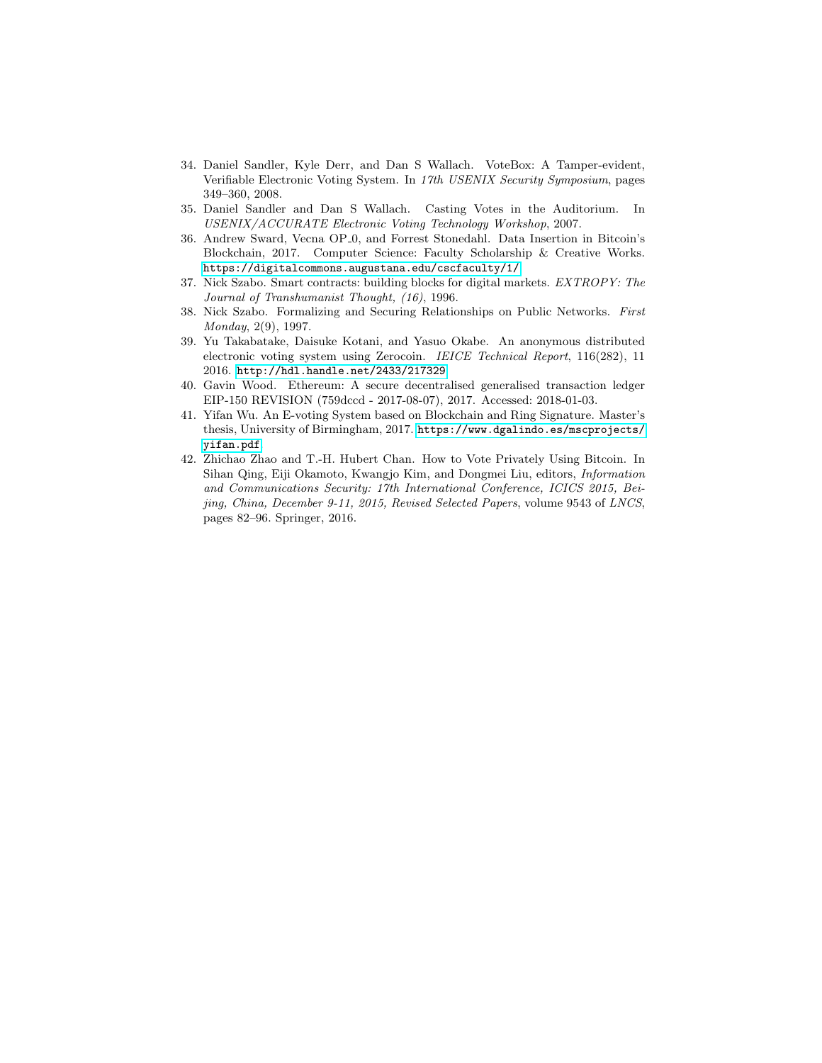34. Daniel Sandler, Kyle Derr, and Dan S Wallach. VoteBox: A Tamper-evident, Verifiable Electronic Voting System. In *17th USENIX Security Symposium*, pages 349–360, 2008.
35. Daniel Sandler and Dan S Wallach. Casting Votes in the Auditorium. In *USENIX/ACCURATE Electronic Voting Technology Workshop*, 2007.
36. Andrew Sward, Vecna OP_0, and Forrest Stonedahl. Data Insertion in Bitcoin's Blockchain, 2017. Computer Science: Faculty Scholarship & Creative Works. https://digitalcommons.augustana.edu/cscfaculty/1/
37. Nick Szabo. Smart contracts: building blocks for digital markets. *EXTROPY: The Journal of Transhumanist Thought, (16)*, 1996.
38. Nick Szabo. Formalizing and Securing Relationships on Public Networks. *First Monday*, 2(9), 1997.
39. Yu Takabatake, Daisuke Kotani, and Yasuo Okabe. An anonymous distributed electronic voting system using Zerocoin. *IEICE Technical Report*, 116(282), 11 2016. http://hdl.handle.net/2433/217329
40. Gavin Wood. Ethereum: A secure decentralised generalised transaction ledger EIP-150 REVISION (759dccd - 2017-08-07), 2017. Accessed: 2018-01-03.
41. Yifan Wu. An E-voting System based on Blockchain and Ring Signature. Master's thesis, University of Birmingham, 2017. https://www.dgalindo.es/mscprojects/yifan.pdf
42. Zhichao Zhao and T.-H. Hubert Chan. How to Vote Privately Using Bitcoin. In Sihan Qing, Eiji Okamoto, Kwangjo Kim, and Dongmei Liu, editors, *Information and Communications Security: 17th International Conference, ICICS 2015, Beijing, China, December 9-11, 2015, Revised Selected Papers*, volume 9543 of *LNCS*, pages 82–96. Springer, 2016.